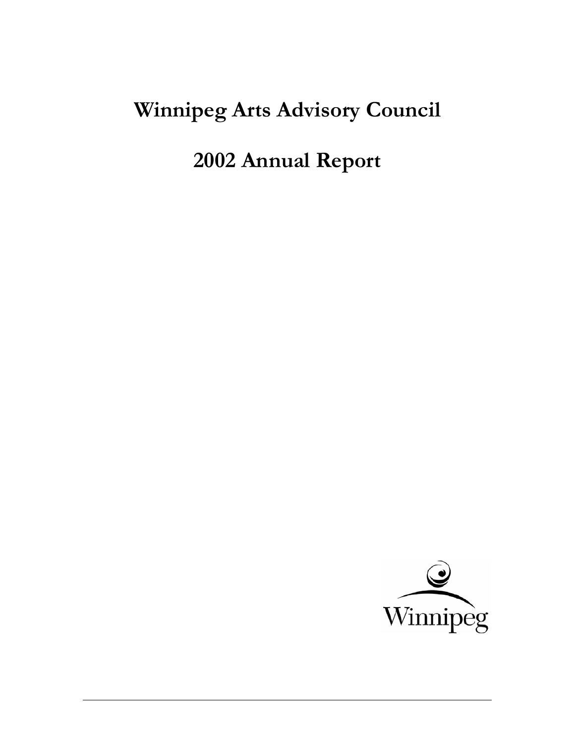# Winnipeg Arts Advisory Council

# 2002 Annual Report

Winnipeg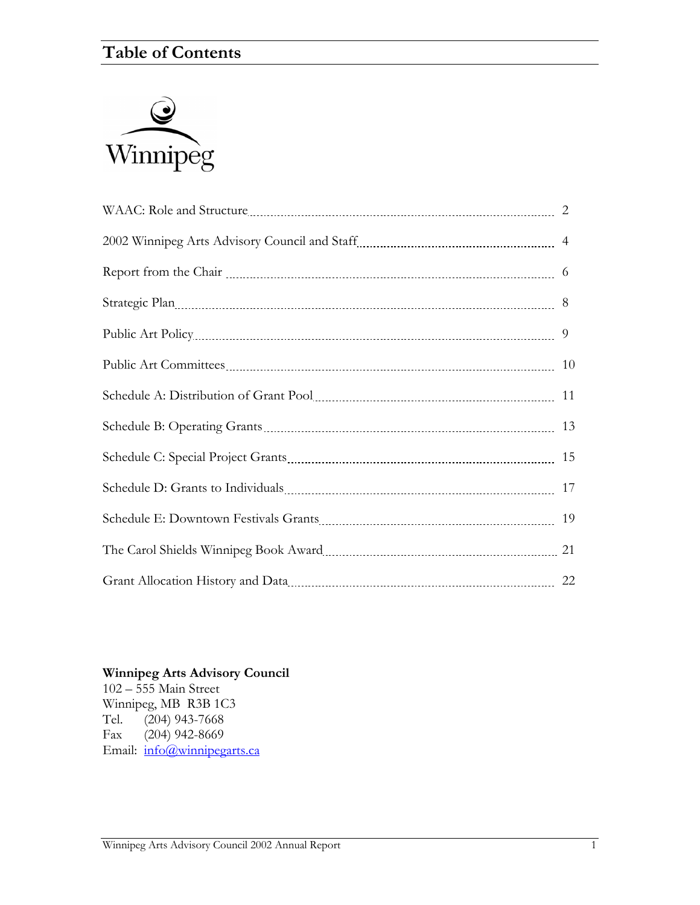# Table of Contents

Winnipeg

| | |
|---|---|
| WAAC: Role and Structure | 2 |
| 2002 Winnipeg Arts Advisory Council and Staff | 4 |
| Report from the Chair | 6 |
| Strategic Plan | 8 |
| Public Art Policy | 9 |
| Public Art Committees | 10 |
| Schedule A: Distribution of Grant Pool | 11 |
| Schedule B: Operating Grants | 13 |
| Schedule C: Special Project Grants | 15 |
| Schedule D: Grants to Individuals | 17 |
| Schedule E: Downtown Festivals Grants | 19 |
| The Carol Shields Winnipeg Book Award | 21 |
| Grant Allocation History and Data | 22 |

**Winnipeg Arts Advisory Council**
102 – 555 Main Street
Winnipeg, MB R3B 1C3
Tel. (204) 943-7668
Fax (204) 942-8669
Email: info@winnipegarts.ca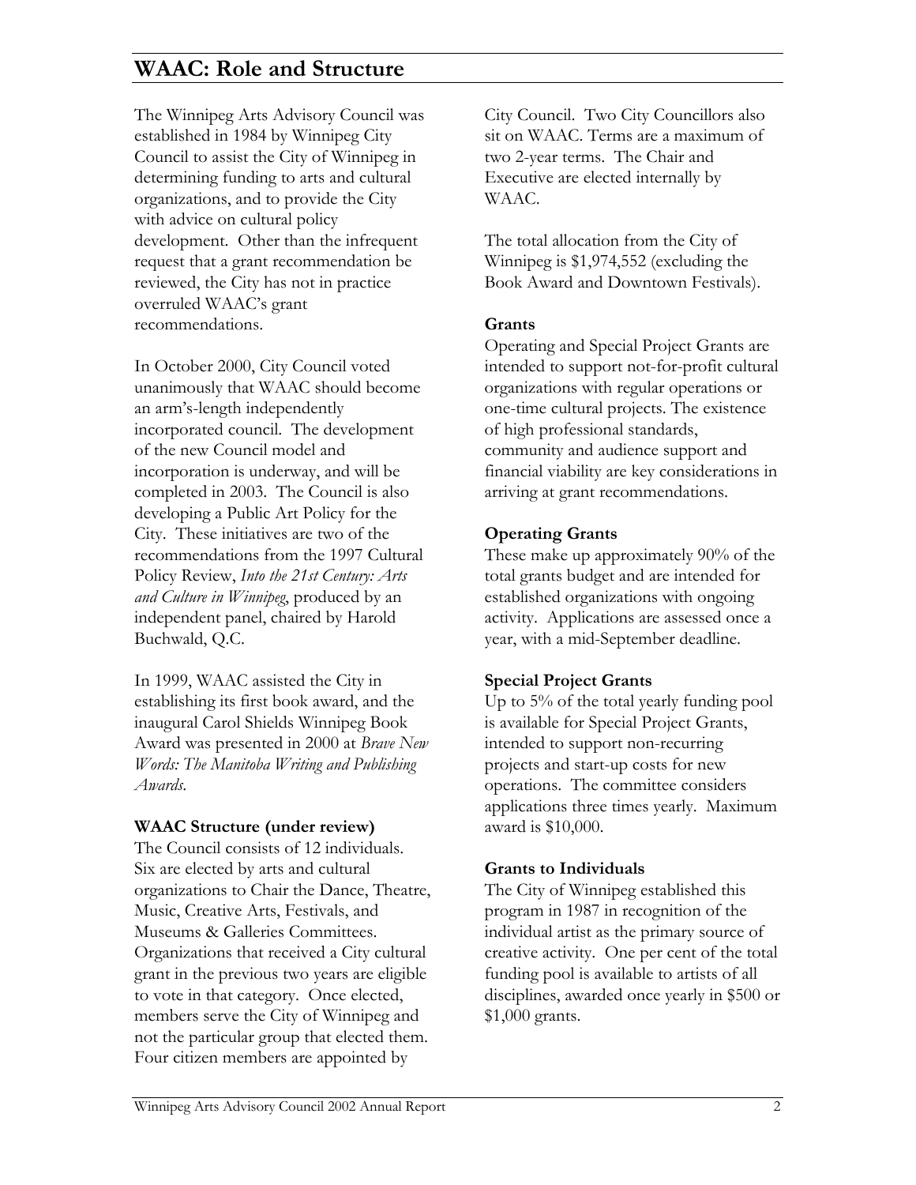## WAAC: Role and Structure

The Winnipeg Arts Advisory Council was established in 1984 by Winnipeg City Council to assist the City of Winnipeg in determining funding to arts and cultural organizations, and to provide the City with advice on cultural policy development. Other than the infrequent request that a grant recommendation be reviewed, the City has not in practice overruled WAAC's grant recommendations.

In October 2000, City Council voted unanimously that WAAC should become an arm's-length independently incorporated council. The development of the new Council model and incorporation is underway, and will be completed in 2003. The Council is also developing a Public Art Policy for the City. These initiatives are two of the recommendations from the 1997 Cultural Policy Review, *Into the 21st Century: Arts and Culture in Winnipeg*, produced by an independent panel, chaired by Harold Buchwald, Q.C.

In 1999, WAAC assisted the City in establishing its first book award, and the inaugural Carol Shields Winnipeg Book Award was presented in 2000 at *Brave New Words: The Manitoba Writing and Publishing Awards*.

**WAAC Structure (under review)**

The Council consists of 12 individuals. Six are elected by arts and cultural organizations to Chair the Dance, Theatre, Music, Creative Arts, Festivals, and Museums & Galleries Committees. Organizations that received a City cultural grant in the previous two years are eligible to vote in that category. Once elected, members serve the City of Winnipeg and not the particular group that elected them. Four citizen members are appointed by City Council. Two City Councillors also sit on WAAC. Terms are a maximum of two 2-year terms. The Chair and Executive are elected internally by WAAC.

The total allocation from the City of Winnipeg is $1,974,552 (excluding the Book Award and Downtown Festivals).

**Grants**

Operating and Special Project Grants are intended to support not-for-profit cultural organizations with regular operations or one-time cultural projects. The existence of high professional standards, community and audience support and financial viability are key considerations in arriving at grant recommendations.

**Operating Grants**

These make up approximately 90% of the total grants budget and are intended for established organizations with ongoing activity. Applications are assessed once a year, with a mid-September deadline.

**Special Project Grants**

Up to 5% of the total yearly funding pool is available for Special Project Grants, intended to support non-recurring projects and start-up costs for new operations. The committee considers applications three times yearly. Maximum award is $10,000.

**Grants to Individuals**

The City of Winnipeg established this program in 1987 in recognition of the individual artist as the primary source of creative activity. One per cent of the total funding pool is available to artists of all disciplines, awarded once yearly in $500 or $1,000 grants.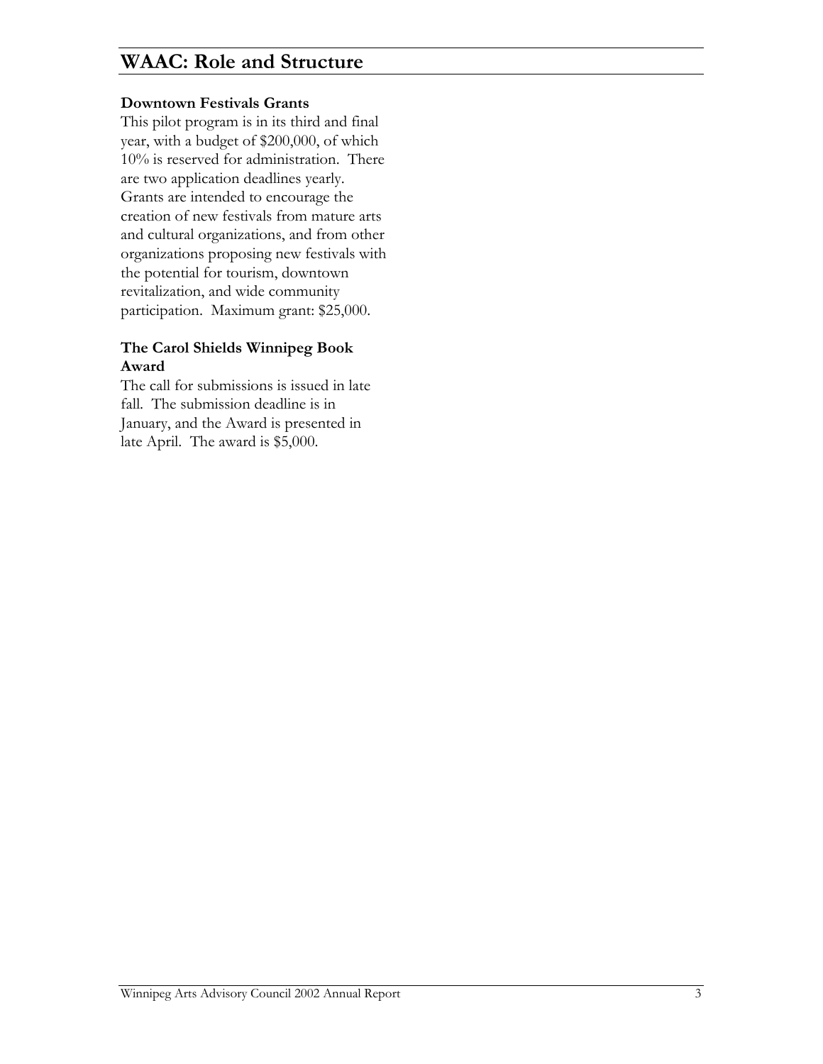## WAAC: Role and Structure

**Downtown Festivals Grants**

This pilot program is in its third and final year, with a budget of $200,000, of which 10% is reserved for administration. There are two application deadlines yearly. Grants are intended to encourage the creation of new festivals from mature arts and cultural organizations, and from other organizations proposing new festivals with the potential for tourism, downtown revitalization, and wide community participation. Maximum grant: $25,000.

**The Carol Shields Winnipeg Book Award**

The call for submissions is issued in late fall. The submission deadline is in January, and the Award is presented in late April. The award is $5,000.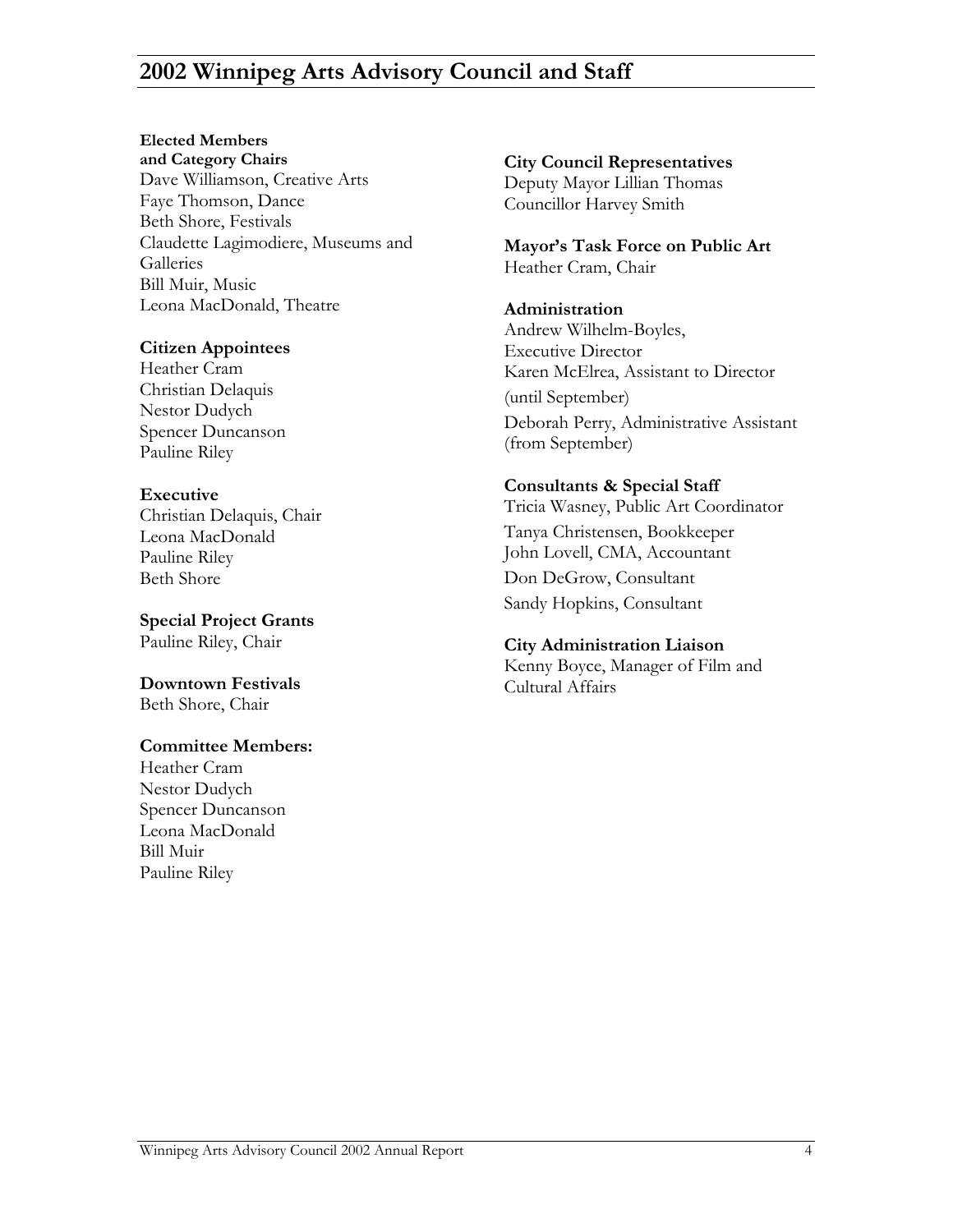# 2002 Winnipeg Arts Advisory Council and Staff

**Elected Members and Category Chairs**
Dave Williamson, Creative Arts
Faye Thomson, Dance
Beth Shore, Festivals
Claudette Lagimodiere, Museums and Galleries
Bill Muir, Music
Leona MacDonald, Theatre

**Citizen Appointees**
Heather Cram
Christian Delaquis
Nestor Dudych
Spencer Duncanson
Pauline Riley

**Executive**
Christian Delaquis, Chair
Leona MacDonald
Pauline Riley
Beth Shore

**Special Project Grants**
Pauline Riley, Chair

**Downtown Festivals**
Beth Shore, Chair

**Committee Members:**
Heather Cram
Nestor Dudych
Spencer Duncanson
Leona MacDonald
Bill Muir
Pauline Riley

**City Council Representatives**
Deputy Mayor Lillian Thomas
Councillor Harvey Smith

**Mayor's Task Force on Public Art**
Heather Cram, Chair

**Administration**
Andrew Wilhelm-Boyles, Executive Director
Karen McElrea, Assistant to Director (until September)
Deborah Perry, Administrative Assistant (from September)

**Consultants & Special Staff**
Tricia Wasney, Public Art Coordinator
Tanya Christensen, Bookkeeper
John Lovell, CMA, Accountant
Don DeGrow, Consultant
Sandy Hopkins, Consultant

**City Administration Liaison**
Kenny Boyce, Manager of Film and Cultural Affairs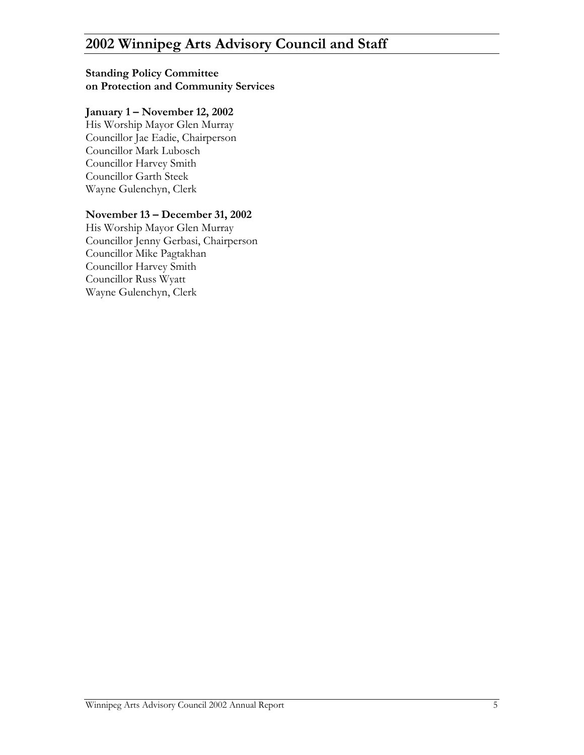# 2002 Winnipeg Arts Advisory Council and Staff

**Standing Policy Committee on Protection and Community Services**

**January 1 – November 12, 2002**

His Worship Mayor Glen Murray
Councillor Jae Eadie, Chairperson
Councillor Mark Lubosch
Councillor Harvey Smith
Councillor Garth Steek
Wayne Gulenchyn, Clerk

**November 13 – December 31, 2002**

His Worship Mayor Glen Murray
Councillor Jenny Gerbasi, Chairperson
Councillor Mike Pagtakhan
Councillor Harvey Smith
Councillor Russ Wyatt
Wayne Gulenchyn, Clerk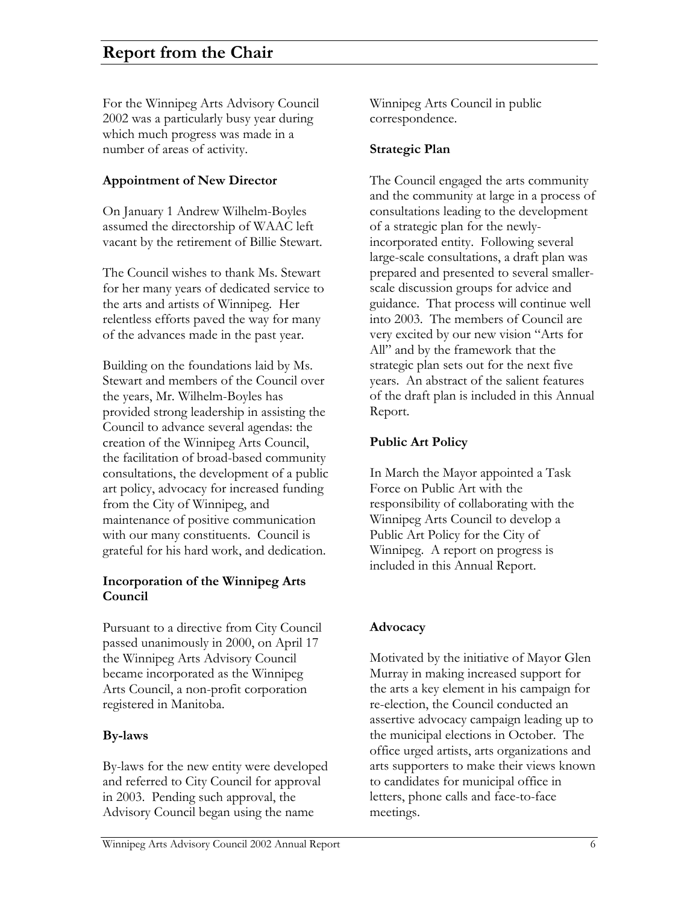# Report from the Chair

For the Winnipeg Arts Advisory Council 2002 was a particularly busy year during which much progress was made in a number of areas of activity.

### Appointment of New Director

On January 1 Andrew Wilhelm-Boyles assumed the directorship of WAAC left vacant by the retirement of Billie Stewart.

The Council wishes to thank Ms. Stewart for her many years of dedicated service to the arts and artists of Winnipeg. Her relentless efforts paved the way for many of the advances made in the past year.

Building on the foundations laid by Ms. Stewart and members of the Council over the years, Mr. Wilhelm-Boyles has provided strong leadership in assisting the Council to advance several agendas: the creation of the Winnipeg Arts Council, the facilitation of broad-based community consultations, the development of a public art policy, advocacy for increased funding from the City of Winnipeg, and maintenance of positive communication with our many constituents. Council is grateful for his hard work, and dedication.

### Incorporation of the Winnipeg Arts Council

Pursuant to a directive from City Council passed unanimously in 2000, on April 17 the Winnipeg Arts Advisory Council became incorporated as the Winnipeg Arts Council, a non-profit corporation registered in Manitoba.

### By-laws

By-laws for the new entity were developed and referred to City Council for approval in 2003. Pending such approval, the Advisory Council began using the name Winnipeg Arts Council in public correspondence.

### Strategic Plan

The Council engaged the arts community and the community at large in a process of consultations leading to the development of a strategic plan for the newly-incorporated entity. Following several large-scale consultations, a draft plan was prepared and presented to several smaller-scale discussion groups for advice and guidance. That process will continue well into 2003. The members of Council are very excited by our new vision "Arts for All" and by the framework that the strategic plan sets out for the next five years. An abstract of the salient features of the draft plan is included in this Annual Report.

### Public Art Policy

In March the Mayor appointed a Task Force on Public Art with the responsibility of collaborating with the Winnipeg Arts Council to develop a Public Art Policy for the City of Winnipeg. A report on progress is included in this Annual Report.

### Advocacy

Motivated by the initiative of Mayor Glen Murray in making increased support for the arts a key element in his campaign for re-election, the Council conducted an assertive advocacy campaign leading up to the municipal elections in October. The office urged artists, arts organizations and arts supporters to make their views known to candidates for municipal office in letters, phone calls and face-to-face meetings.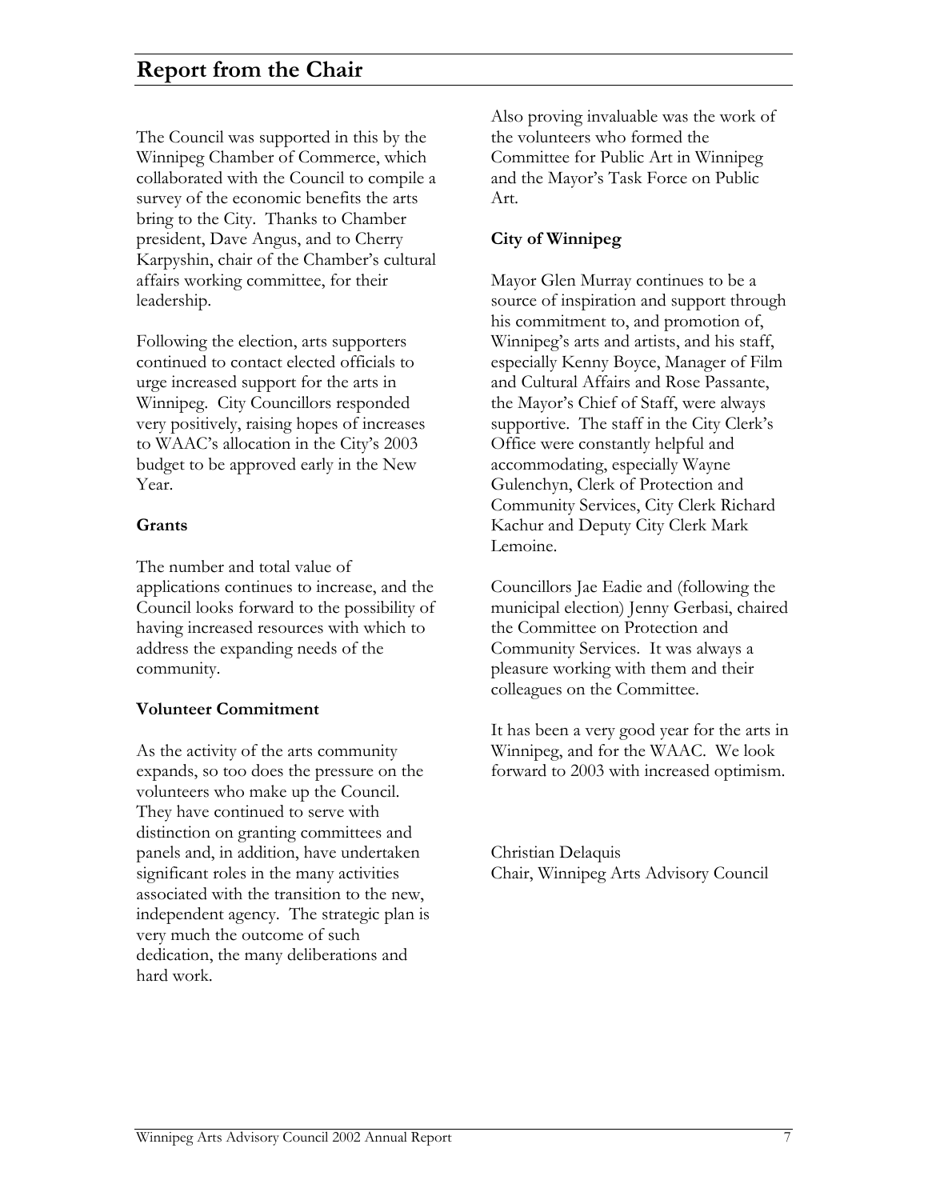## Report from the Chair

The Council was supported in this by the Winnipeg Chamber of Commerce, which collaborated with the Council to compile a survey of the economic benefits the arts bring to the City. Thanks to Chamber president, Dave Angus, and to Cherry Karpyshin, chair of the Chamber's cultural affairs working committee, for their leadership.

Following the election, arts supporters continued to contact elected officials to urge increased support for the arts in Winnipeg. City Councillors responded very positively, raising hopes of increases to WAAC's allocation in the City's 2003 budget to be approved early in the New Year.

**Grants**

The number and total value of applications continues to increase, and the Council looks forward to the possibility of having increased resources with which to address the expanding needs of the community.

**Volunteer Commitment**

As the activity of the arts community expands, so too does the pressure on the volunteers who make up the Council. They have continued to serve with distinction on granting committees and panels and, in addition, have undertaken significant roles in the many activities associated with the transition to the new, independent agency. The strategic plan is very much the outcome of such dedication, the many deliberations and hard work.

Also proving invaluable was the work of the volunteers who formed the Committee for Public Art in Winnipeg and the Mayor's Task Force on Public Art.

**City of Winnipeg**

Mayor Glen Murray continues to be a source of inspiration and support through his commitment to, and promotion of, Winnipeg's arts and artists, and his staff, especially Kenny Boyce, Manager of Film and Cultural Affairs and Rose Passante, the Mayor's Chief of Staff, were always supportive. The staff in the City Clerk's Office were constantly helpful and accommodating, especially Wayne Gulenchyn, Clerk of Protection and Community Services, City Clerk Richard Kachur and Deputy City Clerk Mark Lemoine.

Councillors Jae Eadie and (following the municipal election) Jenny Gerbasi, chaired the Committee on Protection and Community Services. It was always a pleasure working with them and their colleagues on the Committee.

It has been a very good year for the arts in Winnipeg, and for the WAAC. We look forward to 2003 with increased optimism.

Christian Delaquis
Chair, Winnipeg Arts Advisory Council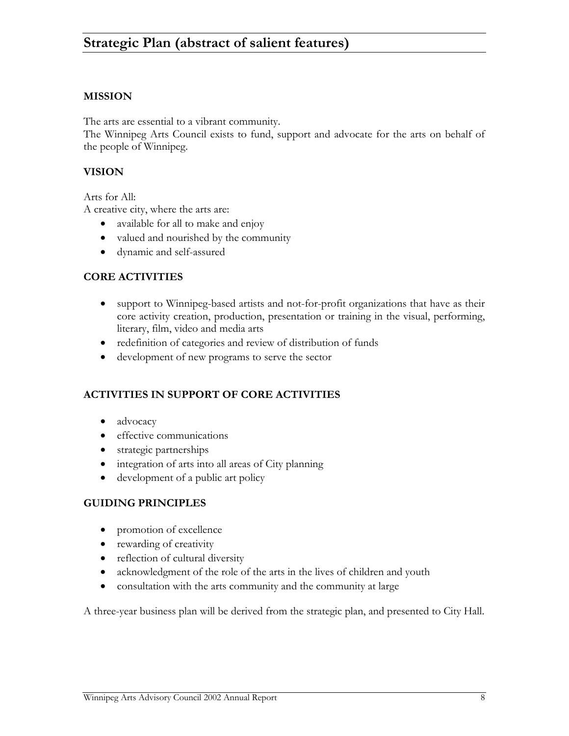# Strategic Plan (abstract of salient features)

## MISSION

The arts are essential to a vibrant community.
The Winnipeg Arts Council exists to fund, support and advocate for the arts on behalf of the people of Winnipeg.

## VISION

Arts for All:
A creative city, where the arts are:

- available for all to make and enjoy
- valued and nourished by the community
- dynamic and self-assured

## CORE ACTIVITIES

- support to Winnipeg-based artists and not-for-profit organizations that have as their core activity creation, production, presentation or training in the visual, performing, literary, film, video and media arts
- redefinition of categories and review of distribution of funds
- development of new programs to serve the sector

## ACTIVITIES IN SUPPORT OF CORE ACTIVITIES

- advocacy
- effective communications
- strategic partnerships
- integration of arts into all areas of City planning
- development of a public art policy

## GUIDING PRINCIPLES

- promotion of excellence
- rewarding of creativity
- reflection of cultural diversity
- acknowledgment of the role of the arts in the lives of children and youth
- consultation with the arts community and the community at large

A three-year business plan will be derived from the strategic plan, and presented to City Hall.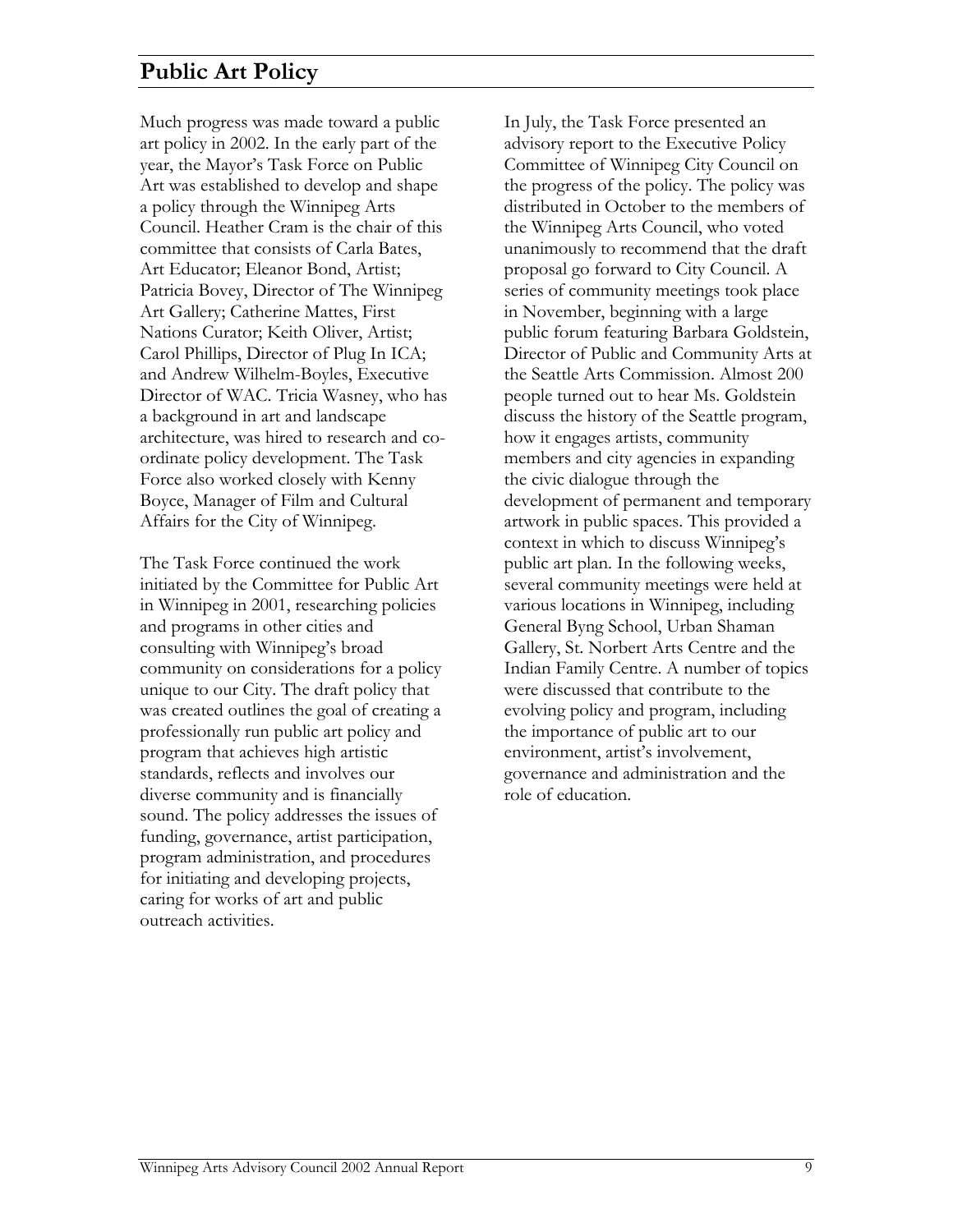## Public Art Policy

Much progress was made toward a public art policy in 2002. In the early part of the year, the Mayor's Task Force on Public Art was established to develop and shape a policy through the Winnipeg Arts Council. Heather Cram is the chair of this committee that consists of Carla Bates, Art Educator; Eleanor Bond, Artist; Patricia Bovey, Director of The Winnipeg Art Gallery; Catherine Mattes, First Nations Curator; Keith Oliver, Artist; Carol Phillips, Director of Plug In ICA; and Andrew Wilhelm-Boyles, Executive Director of WAC. Tricia Wasney, who has a background in art and landscape architecture, was hired to research and co-ordinate policy development. The Task Force also worked closely with Kenny Boyce, Manager of Film and Cultural Affairs for the City of Winnipeg.

The Task Force continued the work initiated by the Committee for Public Art in Winnipeg in 2001, researching policies and programs in other cities and consulting with Winnipeg's broad community on considerations for a policy unique to our City. The draft policy that was created outlines the goal of creating a professionally run public art policy and program that achieves high artistic standards, reflects and involves our diverse community and is financially sound. The policy addresses the issues of funding, governance, artist participation, program administration, and procedures for initiating and developing projects, caring for works of art and public outreach activities.

In July, the Task Force presented an advisory report to the Executive Policy Committee of Winnipeg City Council on the progress of the policy. The policy was distributed in October to the members of the Winnipeg Arts Council, who voted unanimously to recommend that the draft proposal go forward to City Council. A series of community meetings took place in November, beginning with a large public forum featuring Barbara Goldstein, Director of Public and Community Arts at the Seattle Arts Commission. Almost 200 people turned out to hear Ms. Goldstein discuss the history of the Seattle program, how it engages artists, community members and city agencies in expanding the civic dialogue through the development of permanent and temporary artwork in public spaces. This provided a context in which to discuss Winnipeg's public art plan. In the following weeks, several community meetings were held at various locations in Winnipeg, including General Byng School, Urban Shaman Gallery, St. Norbert Arts Centre and the Indian Family Centre. A number of topics were discussed that contribute to the evolving policy and program, including the importance of public art to our environment, artist's involvement, governance and administration and the role of education.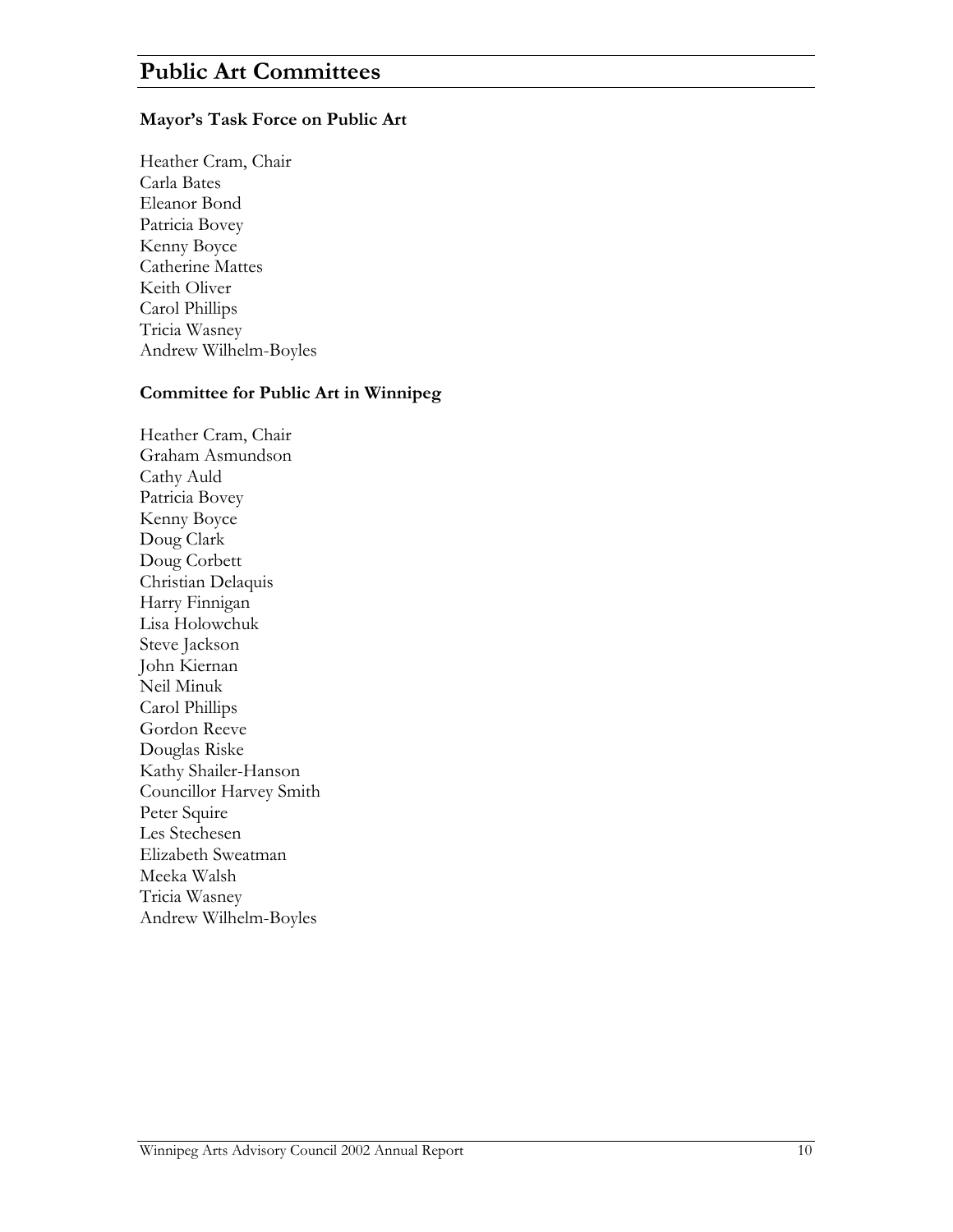# Public Art Committees

**Mayor's Task Force on Public Art**

Heather Cram, Chair
Carla Bates
Eleanor Bond
Patricia Bovey
Kenny Boyce
Catherine Mattes
Keith Oliver
Carol Phillips
Tricia Wasney
Andrew Wilhelm-Boyles

**Committee for Public Art in Winnipeg**

Heather Cram, Chair
Graham Asmundson
Cathy Auld
Patricia Bovey
Kenny Boyce
Doug Clark
Doug Corbett
Christian Delaquis
Harry Finnigan
Lisa Holowchuk
Steve Jackson
John Kiernan
Neil Minuk
Carol Phillips
Gordon Reeve
Douglas Riske
Kathy Shailer-Hanson
Councillor Harvey Smith
Peter Squire
Les Stechesen
Elizabeth Sweatman
Meeka Walsh
Tricia Wasney
Andrew Wilhelm-Boyles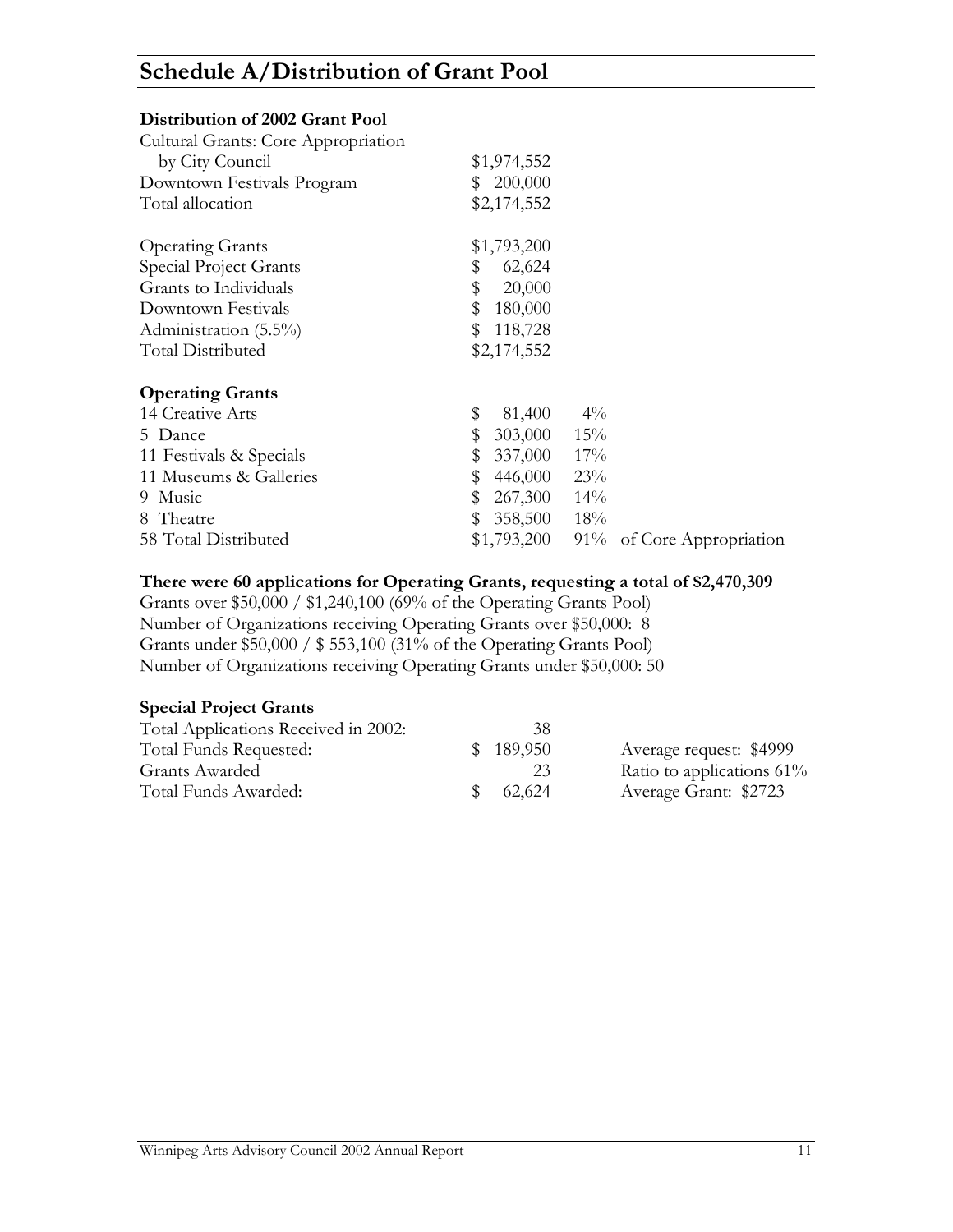# Schedule A/Distribution of Grant Pool

**Distribution of 2002 Grant Pool**

| | |
|---|---|
| Cultural Grants: Core Appropriation by City Council | $1,974,552 |
| Downtown Festivals Program | $ 200,000 |
| Total allocation | $2,174,552 |

| | |
|---|---|
| Operating Grants | $1,793,200 |
| Special Project Grants | $ 62,624 |
| Grants to Individuals | $ 20,000 |
| Downtown Festivals | $ 180,000 |
| Administration (5.5%) | $ 118,728 |
| Total Distributed | $2,174,552 |

**Operating Grants**

| | | | |
|---|---|---|---|
| 14 Creative Arts | $ 81,400 | 4% | |
| 5 Dance | $ 303,000 | 15% | |
| 11 Festivals & Specials | $ 337,000 | 17% | |
| 11 Museums & Galleries | $ 446,000 | 23% | |
| 9 Music | $ 267,300 | 14% | |
| 8 Theatre | $ 358,500 | 18% | |
| 58 Total Distributed | $1,793,200 | 91% | of Core Appropriation |

**There were 60 applications for Operating Grants, requesting a total of $2,470,309**

Grants over $50,000 / $1,240,100 (69% of the Operating Grants Pool)
Number of Organizations receiving Operating Grants over $50,000: 8
Grants under $50,000 / $ 553,100 (31% of the Operating Grants Pool)
Number of Organizations receiving Operating Grants under $50,000: 50

**Special Project Grants**

| | | |
|---|---|---|
| Total Applications Received in 2002: | 38 | |
| Total Funds Requested: | $ 189,950 | Average request: $4999 |
| Grants Awarded | 23 | Ratio to applications 61% |
| Total Funds Awarded: | $ 62,624 | Average Grant: $2723 |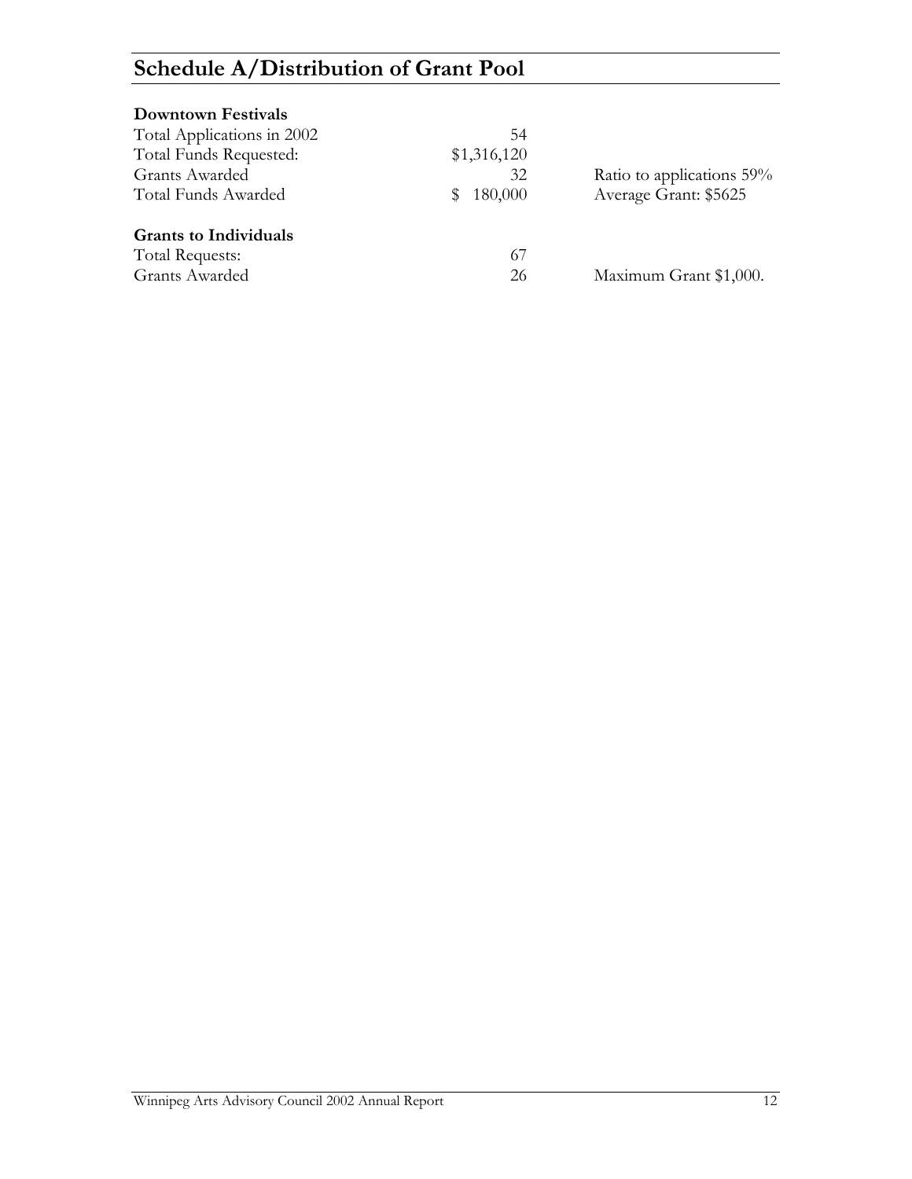## Schedule A/Distribution of Grant Pool

**Downtown Festivals**

| | | |
|---|---|---|
| Total Applications in 2002 | 54 | |
| Total Funds Requested: | $1,316,120 | |
| Grants Awarded | 32 | Ratio to applications 59% |
| Total Funds Awarded | $ 180,000 | Average Grant: $5625 |

**Grants to Individuals**

| | | |
|---|---|---|
| Total Requests: | 67 | |
| Grants Awarded | 26 | Maximum Grant $1,000. |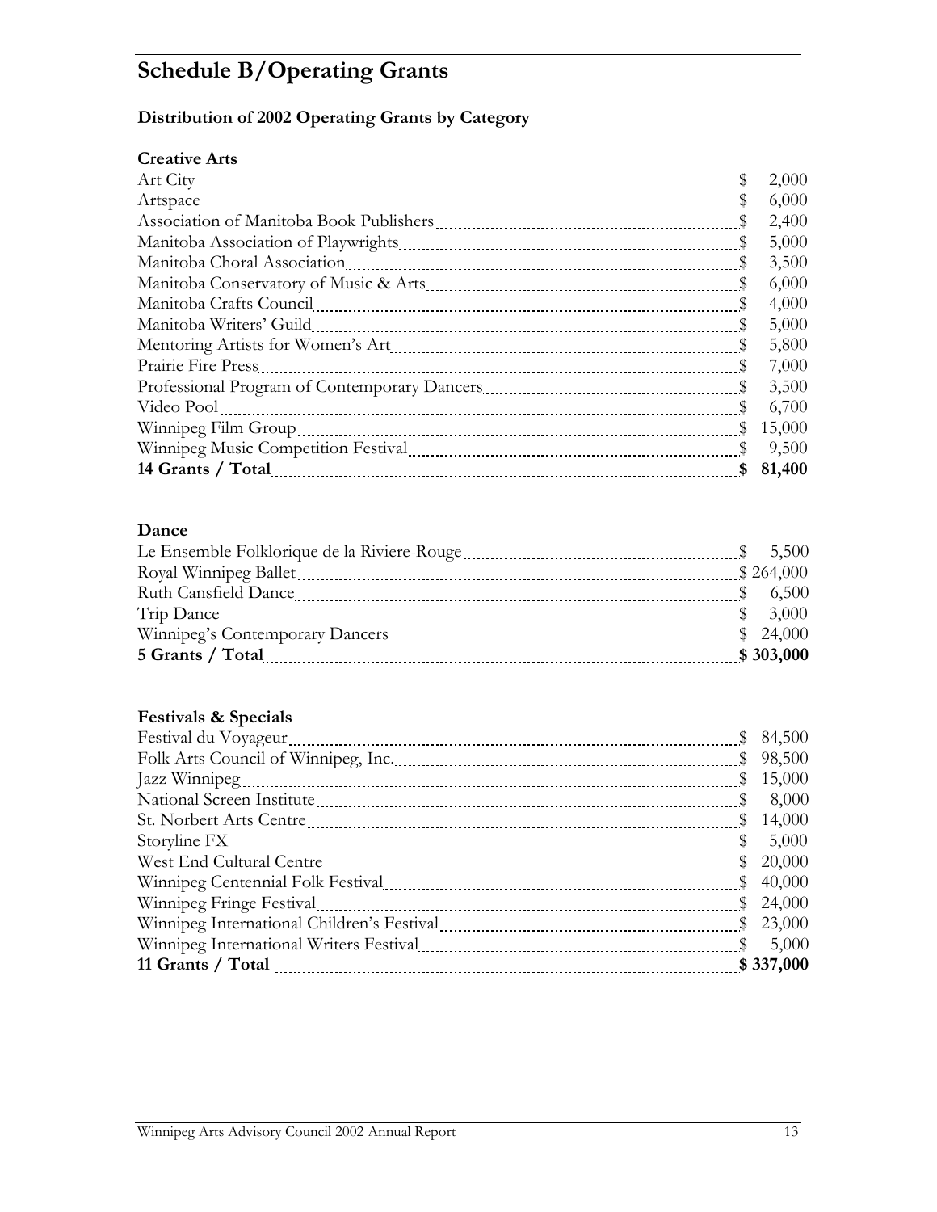# Schedule B/Operating Grants

### Distribution of 2002 Operating Grants by Category

#### Creative Arts

| Organization | Amount |
|---|---|
| Art City | $ 2,000 |
| Artspace | $ 6,000 |
| Association of Manitoba Book Publishers | $ 2,400 |
| Manitoba Association of Playwrights | $ 5,000 |
| Manitoba Choral Association | $ 3,500 |
| Manitoba Conservatory of Music & Arts | $ 6,000 |
| Manitoba Crafts Council | $ 4,000 |
| Manitoba Writers' Guild | $ 5,000 |
| Mentoring Artists for Women's Art | $ 5,800 |
| Prairie Fire Press | $ 7,000 |
| Professional Program of Contemporary Dancers | $ 3,500 |
| Video Pool | $ 6,700 |
| Winnipeg Film Group | $ 15,000 |
| Winnipeg Music Competition Festival | $ 9,500 |
| **14 Grants / Total** | **$ 81,400** |

#### Dance

| Organization | Amount |
|---|---|
| Le Ensemble Folklorique de la Riviere-Rouge | $ 5,500 |
| Royal Winnipeg Ballet | $ 264,000 |
| Ruth Cansfield Dance | $ 6,500 |
| Trip Dance | $ 3,000 |
| Winnipeg's Contemporary Dancers | $ 24,000 |
| **5 Grants / Total** | **$ 303,000** |

#### Festivals & Specials

| Organization | Amount |
|---|---|
| Festival du Voyageur | $ 84,500 |
| Folk Arts Council of Winnipeg, Inc. | $ 98,500 |
| Jazz Winnipeg | $ 15,000 |
| National Screen Institute | $ 8,000 |
| St. Norbert Arts Centre | $ 14,000 |
| Storyline FX | $ 5,000 |
| West End Cultural Centre | $ 20,000 |
| Winnipeg Centennial Folk Festival | $ 40,000 |
| Winnipeg Fringe Festival | $ 24,000 |
| Winnipeg International Children's Festival | $ 23,000 |
| Winnipeg International Writers Festival | $ 5,000 |
| **11 Grants / Total** | **$ 337,000** |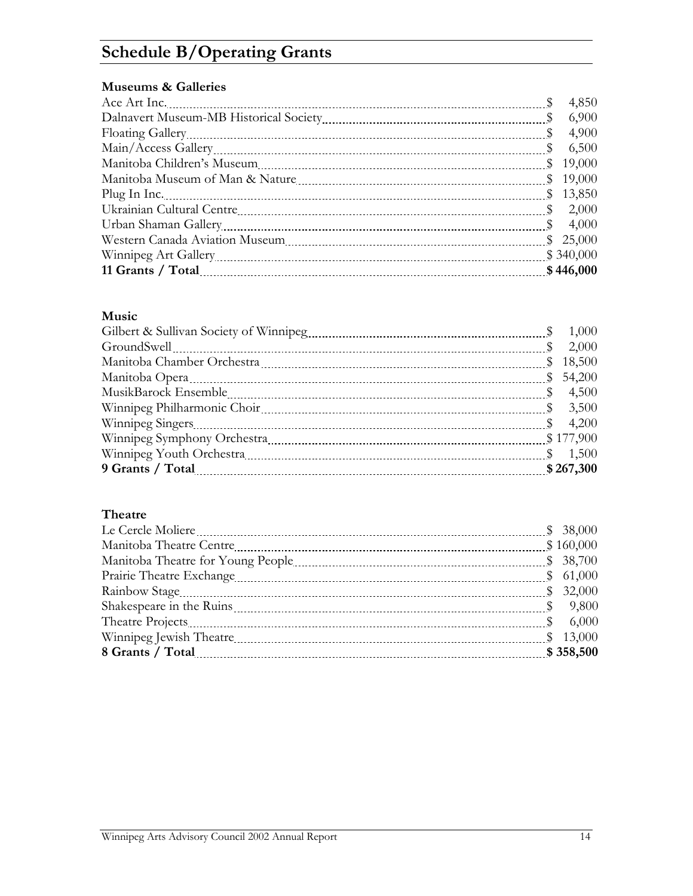# Schedule B/Operating Grants

### Museums & Galleries

| | |
|---|---|
| Ace Art Inc. | $ 4,850 |
| Dalnavert Museum-MB Historical Society | $ 6,900 |
| Floating Gallery | $ 4,900 |
| Main/Access Gallery | $ 6,500 |
| Manitoba Children's Museum | $ 19,000 |
| Manitoba Museum of Man & Nature | $ 19,000 |
| Plug In Inc. | $ 13,850 |
| Ukrainian Cultural Centre | $ 2,000 |
| Urban Shaman Gallery | $ 4,000 |
| Western Canada Aviation Museum | $ 25,000 |
| Winnipeg Art Gallery | $ 340,000 |
| **11 Grants / Total** | **$ 446,000** |

### Music

| | |
|---|---|
| Gilbert & Sullivan Society of Winnipeg | $ 1,000 |
| GroundSwell | $ 2,000 |
| Manitoba Chamber Orchestra | $ 18,500 |
| Manitoba Opera | $ 54,200 |
| MusikBarock Ensemble | $ 4,500 |
| Winnipeg Philharmonic Choir | $ 3,500 |
| Winnipeg Singers | $ 4,200 |
| Winnipeg Symphony Orchestra | $ 177,900 |
| Winnipeg Youth Orchestra | $ 1,500 |
| **9 Grants / Total** | **$ 267,300** |

### Theatre

| | |
|---|---|
| Le Cercle Moliere | $ 38,000 |
| Manitoba Theatre Centre | $ 160,000 |
| Manitoba Theatre for Young People | $ 38,700 |
| Prairie Theatre Exchange | $ 61,000 |
| Rainbow Stage | $ 32,000 |
| Shakespeare in the Ruins | $ 9,800 |
| Theatre Projects | $ 6,000 |
| Winnipeg Jewish Theatre | $ 13,000 |
| **8 Grants / Total** | **$ 358,500** |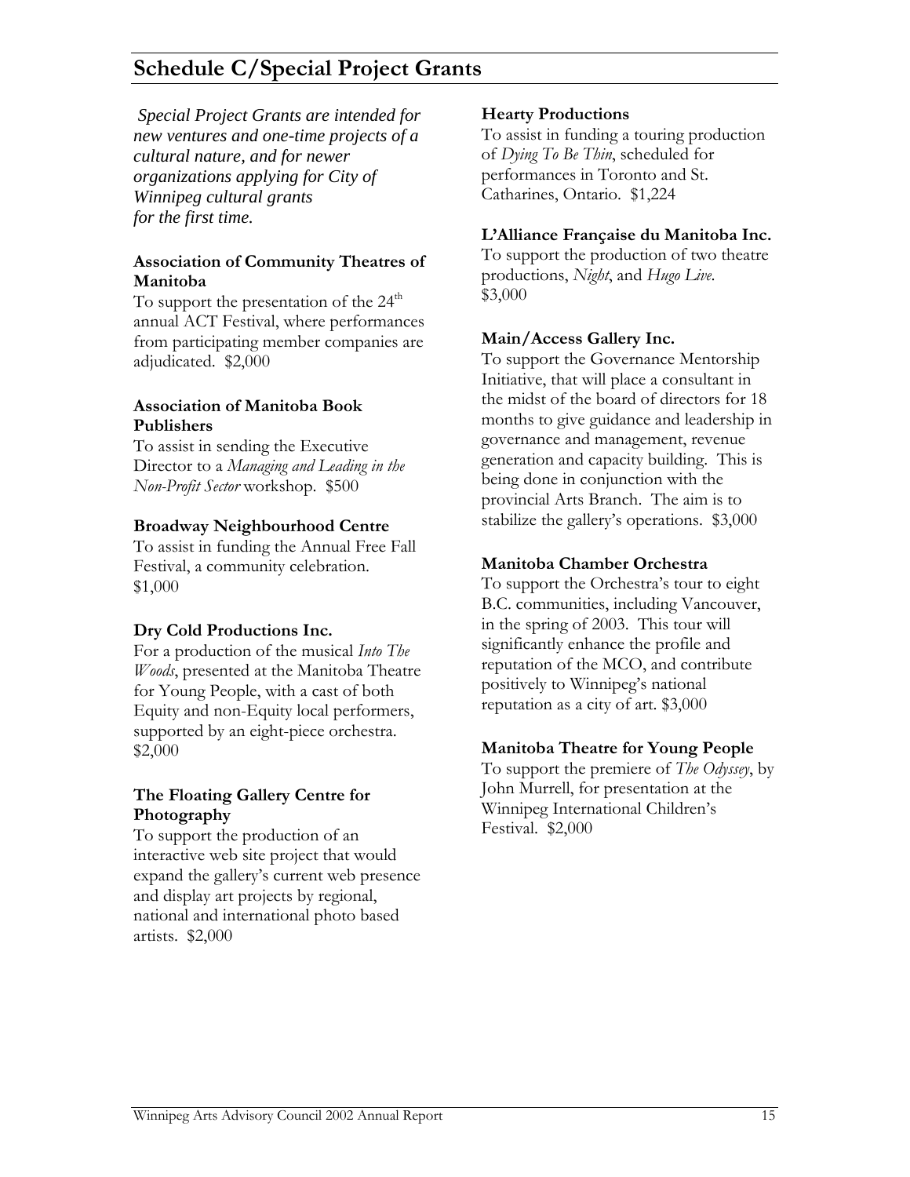## Schedule C/Special Project Grants

*Special Project Grants are intended for new ventures and one-time projects of a cultural nature, and for newer organizations applying for City of Winnipeg cultural grants for the first time.*

**Association of Community Theatres of Manitoba**
To support the presentation of the 24th annual ACT Festival, where performances from participating member companies are adjudicated. $2,000

**Association of Manitoba Book Publishers**
To assist in sending the Executive Director to a *Managing and Leading in the Non-Profit Sector* workshop. $500

**Broadway Neighbourhood Centre**
To assist in funding the Annual Free Fall Festival, a community celebration. $1,000

**Dry Cold Productions Inc.**
For a production of the musical *Into The Woods*, presented at the Manitoba Theatre for Young People, with a cast of both Equity and non-Equity local performers, supported by an eight-piece orchestra. $2,000

**The Floating Gallery Centre for Photography**
To support the production of an interactive web site project that would expand the gallery's current web presence and display art projects by regional, national and international photo based artists. $2,000

**Hearty Productions**
To assist in funding a touring production of *Dying To Be Thin*, scheduled for performances in Toronto and St. Catharines, Ontario. $1,224

**L'Alliance Française du Manitoba Inc.**
To support the production of two theatre productions, *Night*, and *Hugo Live*. $3,000

**Main/Access Gallery Inc.**
To support the Governance Mentorship Initiative, that will place a consultant in the midst of the board of directors for 18 months to give guidance and leadership in governance and management, revenue generation and capacity building. This is being done in conjunction with the provincial Arts Branch. The aim is to stabilize the gallery's operations. $3,000

**Manitoba Chamber Orchestra**
To support the Orchestra's tour to eight B.C. communities, including Vancouver, in the spring of 2003. This tour will significantly enhance the profile and reputation of the MCO, and contribute positively to Winnipeg's national reputation as a city of art. $3,000

**Manitoba Theatre for Young People**
To support the premiere of *The Odyssey*, by John Murrell, for presentation at the Winnipeg International Children's Festival. $2,000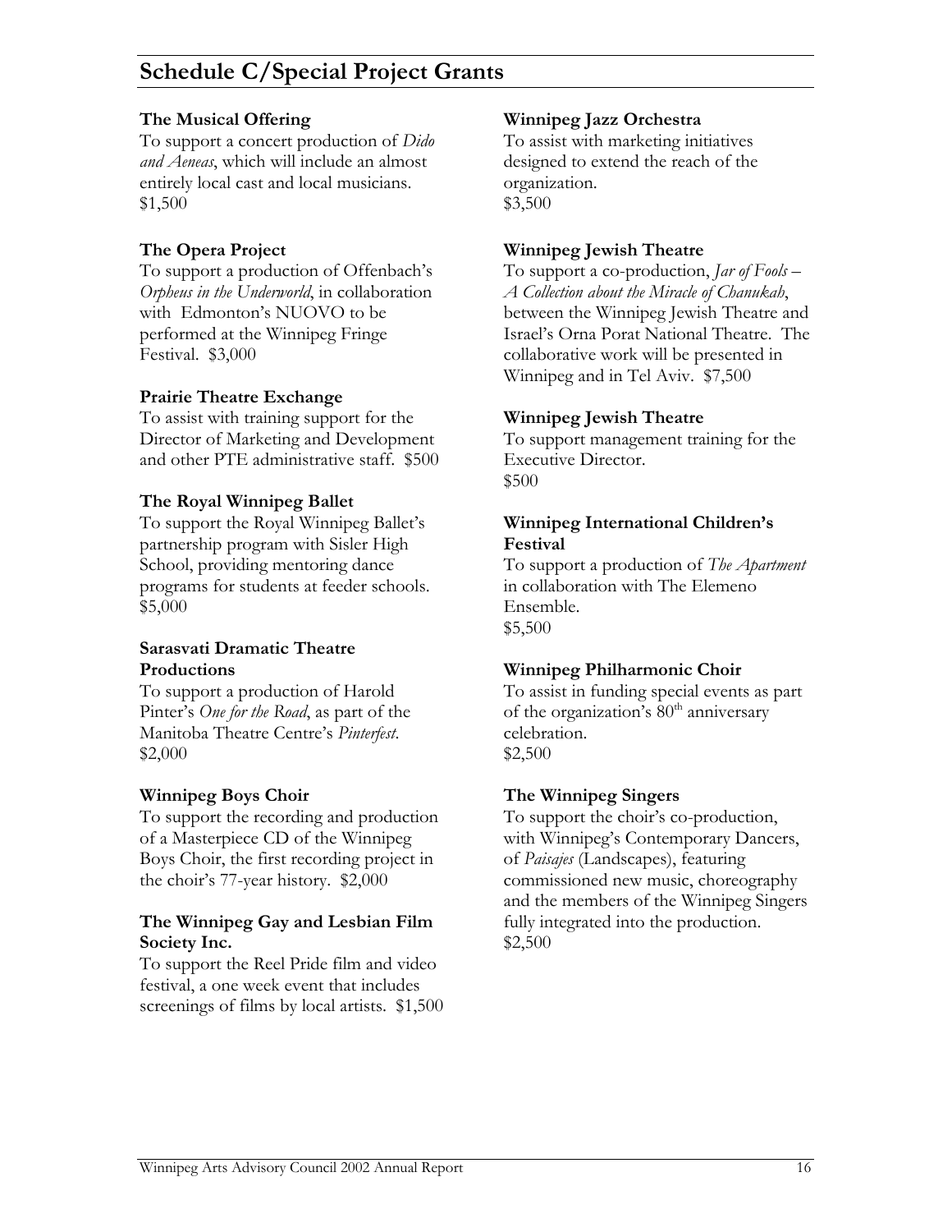## Schedule C/Special Project Grants

**The Musical Offering**
To support a concert production of *Dido and Aeneas*, which will include an almost entirely local cast and local musicians.
$1,500

**The Opera Project**
To support a production of Offenbach's *Orpheus in the Underworld*, in collaboration with Edmonton's NUOVO to be performed at the Winnipeg Fringe Festival. $3,000

**Prairie Theatre Exchange**
To assist with training support for the Director of Marketing and Development and other PTE administrative staff. $500

**The Royal Winnipeg Ballet**
To support the Royal Winnipeg Ballet's partnership program with Sisler High School, providing mentoring dance programs for students at feeder schools.
$5,000

**Sarasvati Dramatic Theatre Productions**
To support a production of Harold Pinter's *One for the Road*, as part of the Manitoba Theatre Centre's *Pinterfest*.
$2,000

**Winnipeg Boys Choir**
To support the recording and production of a Masterpiece CD of the Winnipeg Boys Choir, the first recording project in the choir's 77-year history. $2,000

**The Winnipeg Gay and Lesbian Film Society Inc.**
To support the Reel Pride film and video festival, a one week event that includes screenings of films by local artists. $1,500

**Winnipeg Jazz Orchestra**
To assist with marketing initiatives designed to extend the reach of the organization.
$3,500

**Winnipeg Jewish Theatre**
To support a co-production, *Jar of Fools – A Collection about the Miracle of Chanukah*, between the Winnipeg Jewish Theatre and Israel's Orna Porat National Theatre. The collaborative work will be presented in Winnipeg and in Tel Aviv. $7,500

**Winnipeg Jewish Theatre**
To support management training for the Executive Director.
$500

**Winnipeg International Children's Festival**
To support a production of *The Apartment* in collaboration with The Elemeno Ensemble.
$5,500

**Winnipeg Philharmonic Choir**
To assist in funding special events as part of the organization's 80th anniversary celebration.
$2,500

**The Winnipeg Singers**
To support the choir's co-production, with Winnipeg's Contemporary Dancers, of *Paisajes* (Landscapes), featuring commissioned new music, choreography and the members of the Winnipeg Singers fully integrated into the production.
$2,500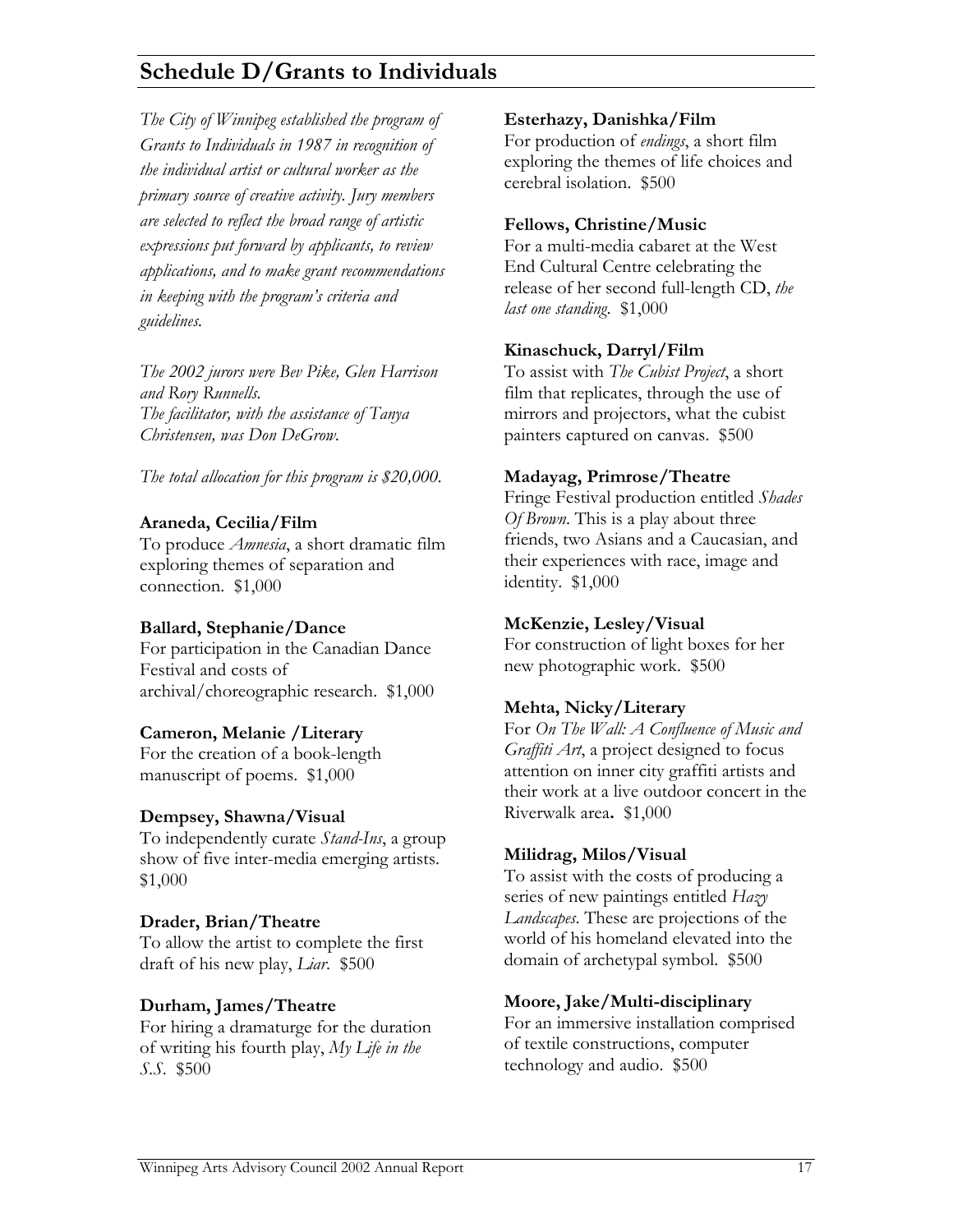## Schedule D/Grants to Individuals

*The City of Winnipeg established the program of Grants to Individuals in 1987 in recognition of the individual artist or cultural worker as the primary source of creative activity. Jury members are selected to reflect the broad range of artistic expressions put forward by applicants, to review applications, and to make grant recommendations in keeping with the program's criteria and guidelines.*

*The 2002 jurors were Bev Pike, Glen Harrison and Rory Runnells.*
*The facilitator, with the assistance of Tanya Christensen, was Don DeGrow.*

*The total allocation for this program is $20,000.*

**Araneda, Cecilia/Film**
To produce *Amnesia*, a short dramatic film exploring themes of separation and connection. $1,000

**Ballard, Stephanie/Dance**
For participation in the Canadian Dance Festival and costs of archival/choreographic research. $1,000

**Cameron, Melanie /Literary**
For the creation of a book-length manuscript of poems. $1,000

**Dempsey, Shawna/Visual**
To independently curate *Stand-Ins*, a group show of five inter-media emerging artists. $1,000

**Drader, Brian/Theatre**
To allow the artist to complete the first draft of his new play, *Liar*. $500

**Durham, James/Theatre**
For hiring a dramaturge for the duration of writing his fourth play, *My Life in the S.S.* $500

**Esterhazy, Danishka/Film**
For production of *endings*, a short film exploring the themes of life choices and cerebral isolation. $500

**Fellows, Christine/Music**
For a multi-media cabaret at the West End Cultural Centre celebrating the release of her second full-length CD, *the last one standing*. $1,000

**Kinaschuck, Darryl/Film**
To assist with *The Cubist Project*, a short film that replicates, through the use of mirrors and projectors, what the cubist painters captured on canvas. $500

**Madayag, Primrose/Theatre**
Fringe Festival production entitled *Shades Of Brown*. This is a play about three friends, two Asians and a Caucasian, and their experiences with race, image and identity. $1,000

**McKenzie, Lesley/Visual**
For construction of light boxes for her new photographic work. $500

**Mehta, Nicky/Literary**
For *On The Wall: A Confluence of Music and Graffiti Art*, a project designed to focus attention on inner city graffiti artists and their work at a live outdoor concert in the Riverwalk area. $1,000

**Milidrag, Milos/Visual**
To assist with the costs of producing a series of new paintings entitled *Hazy Landscapes*. These are projections of the world of his homeland elevated into the domain of archetypal symbol. $500

**Moore, Jake/Multi-disciplinary**
For an immersive installation comprised of textile constructions, computer technology and audio. $500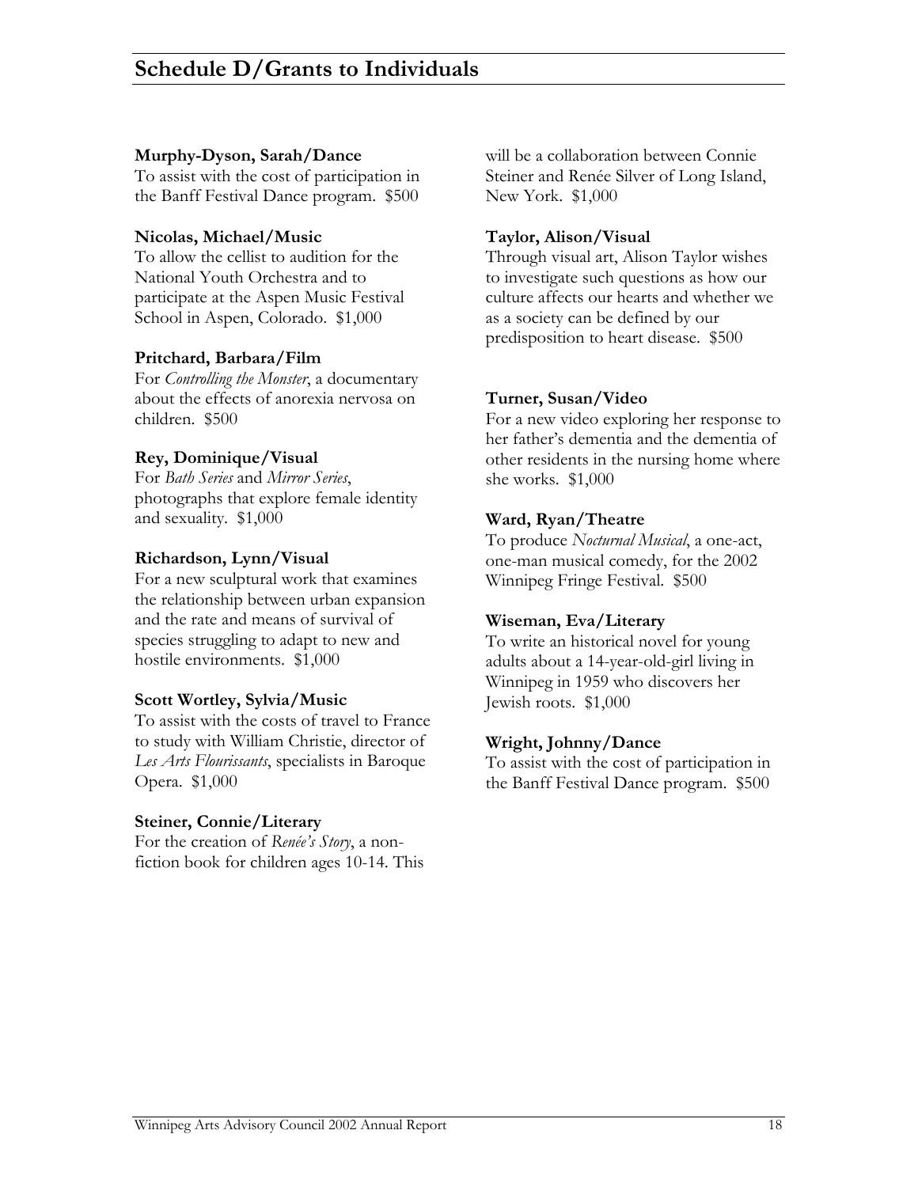## Schedule D/Grants to Individuals

**Murphy-Dyson, Sarah/Dance**
To assist with the cost of participation in the Banff Festival Dance program. $500

**Nicolas, Michael/Music**
To allow the cellist to audition for the National Youth Orchestra and to participate at the Aspen Music Festival School in Aspen, Colorado. $1,000

**Pritchard, Barbara/Film**
For *Controlling the Monster*, a documentary about the effects of anorexia nervosa on children. $500

**Rey, Dominique/Visual**
For *Bath Series* and *Mirror Series*, photographs that explore female identity and sexuality. $1,000

**Richardson, Lynn/Visual**
For a new sculptural work that examines the relationship between urban expansion and the rate and means of survival of species struggling to adapt to new and hostile environments. $1,000

**Scott Wortley, Sylvia/Music**
To assist with the costs of travel to France to study with William Christie, director of *Les Arts Flourissants*, specialists in Baroque Opera. $1,000

**Steiner, Connie/Literary**
For the creation of *Renée's Story*, a non-fiction book for children ages 10-14. This will be a collaboration between Connie Steiner and Renée Silver of Long Island, New York. $1,000

**Taylor, Alison/Visual**
Through visual art, Alison Taylor wishes to investigate such questions as how our culture affects our hearts and whether we as a society can be defined by our predisposition to heart disease. $500

**Turner, Susan/Video**
For a new video exploring her response to her father's dementia and the dementia of other residents in the nursing home where she works. $1,000

**Ward, Ryan/Theatre**
To produce *Nocturnal Musical*, a one-act, one-man musical comedy, for the 2002 Winnipeg Fringe Festival. $500

**Wiseman, Eva/Literary**
To write an historical novel for young adults about a 14-year-old-girl living in Winnipeg in 1959 who discovers her Jewish roots. $1,000

**Wright, Johnny/Dance**
To assist with the cost of participation in the Banff Festival Dance program. $500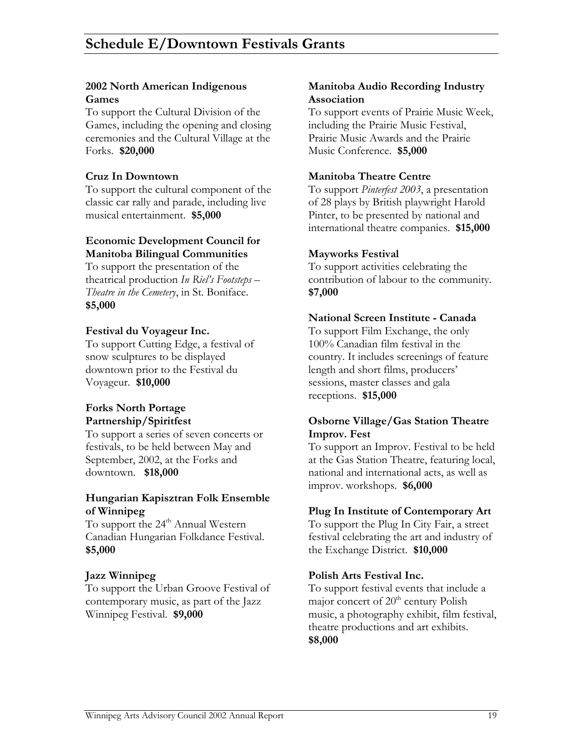# Schedule E/Downtown Festivals Grants

**2002 North American Indigenous Games**
To support the Cultural Division of the Games, including the opening and closing ceremonies and the Cultural Village at the Forks. **$20,000**

**Cruz In Downtown**
To support the cultural component of the classic car rally and parade, including live musical entertainment. **$5,000**

**Economic Development Council for Manitoba Bilingual Communities**
To support the presentation of the theatrical production *In Riel's Footsteps – Theatre in the Cemetery*, in St. Boniface. **$5,000**

**Festival du Voyageur Inc.**
To support Cutting Edge, a festival of snow sculptures to be displayed downtown prior to the Festival du Voyageur. **$10,000**

**Forks North Portage Partnership/Spiritfest**
To support a series of seven concerts or festivals, to be held between May and September, 2002, at the Forks and downtown. **$18,000**

**Hungarian Kapisztran Folk Ensemble of Winnipeg**
To support the 24th Annual Western Canadian Hungarian Folkdance Festival. **$5,000**

**Jazz Winnipeg**
To support the Urban Groove Festival of contemporary music, as part of the Jazz Winnipeg Festival. **$9,000**

**Manitoba Audio Recording Industry Association**
To support events of Prairie Music Week, including the Prairie Music Festival, Prairie Music Awards and the Prairie Music Conference. **$5,000**

**Manitoba Theatre Centre**
To support *Pinterfest 2003*, a presentation of 28 plays by British playwright Harold Pinter, to be presented by national and international theatre companies. **$15,000**

**Mayworks Festival**
To support activities celebrating the contribution of labour to the community. **$7,000**

**National Screen Institute - Canada**
To support Film Exchange, the only 100% Canadian film festival in the country. It includes screenings of feature length and short films, producers' sessions, master classes and gala receptions. **$15,000**

**Osborne Village/Gas Station Theatre Improv. Fest**
To support an Improv. Festival to be held at the Gas Station Theatre, featuring local, national and international acts, as well as improv. workshops. **$6,000**

**Plug In Institute of Contemporary Art**
To support the Plug In City Fair, a street festival celebrating the art and industry of the Exchange District. **$10,000**

**Polish Arts Festival Inc.**
To support festival events that include a major concert of 20th century Polish music, a photography exhibit, film festival, theatre productions and art exhibits. **$8,000**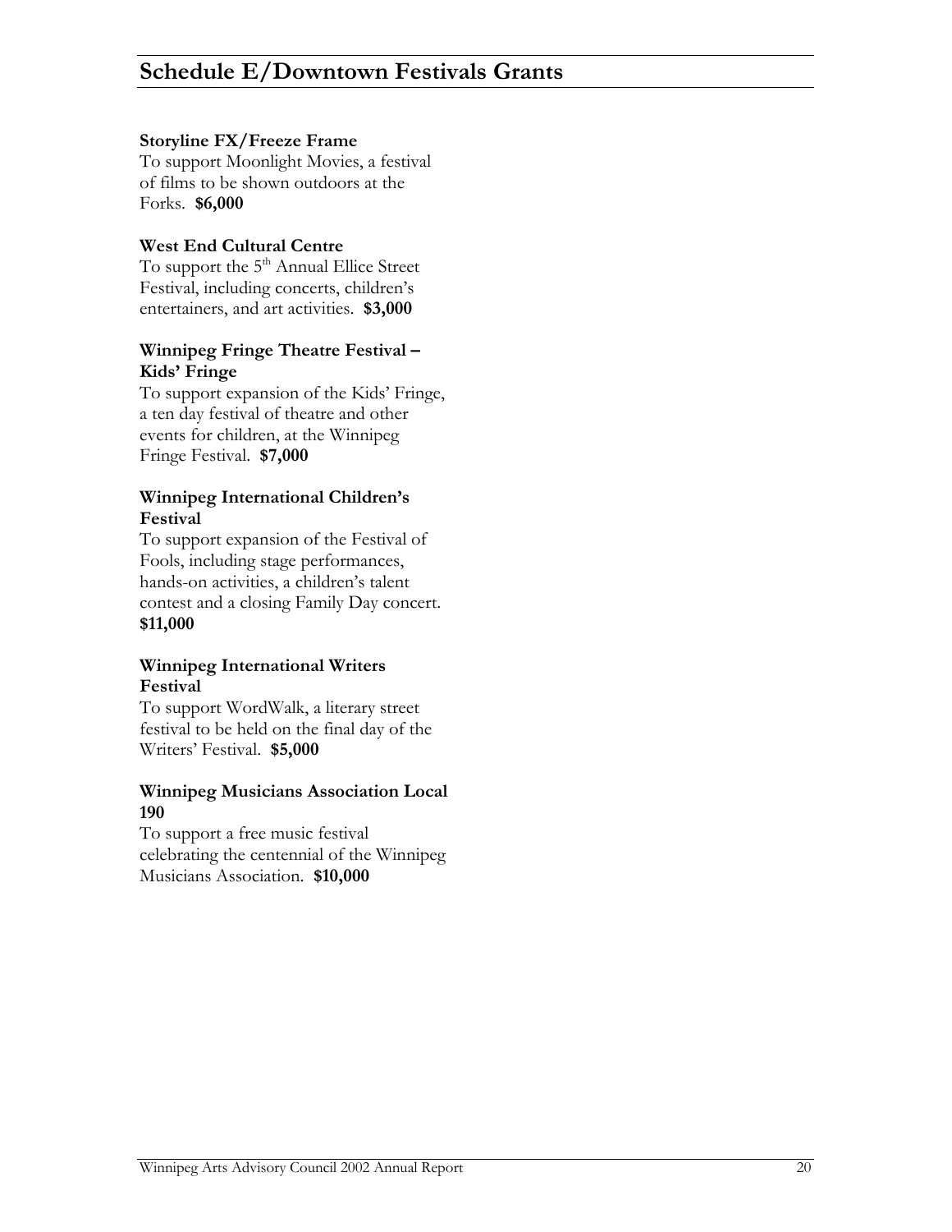# Schedule E/Downtown Festivals Grants

**Storyline FX/Freeze Frame**
To support Moonlight Movies, a festival of films to be shown outdoors at the Forks. **$6,000**

**West End Cultural Centre**
To support the 5th Annual Ellice Street Festival, including concerts, children's entertainers, and art activities. **$3,000**

**Winnipeg Fringe Theatre Festival – Kids' Fringe**
To support expansion of the Kids' Fringe, a ten day festival of theatre and other events for children, at the Winnipeg Fringe Festival. **$7,000**

**Winnipeg International Children's Festival**
To support expansion of the Festival of Fools, including stage performances, hands-on activities, a children's talent contest and a closing Family Day concert. **$11,000**

**Winnipeg International Writers Festival**
To support WordWalk, a literary street festival to be held on the final day of the Writers' Festival. **$5,000**

**Winnipeg Musicians Association Local 190**
To support a free music festival celebrating the centennial of the Winnipeg Musicians Association. **$10,000**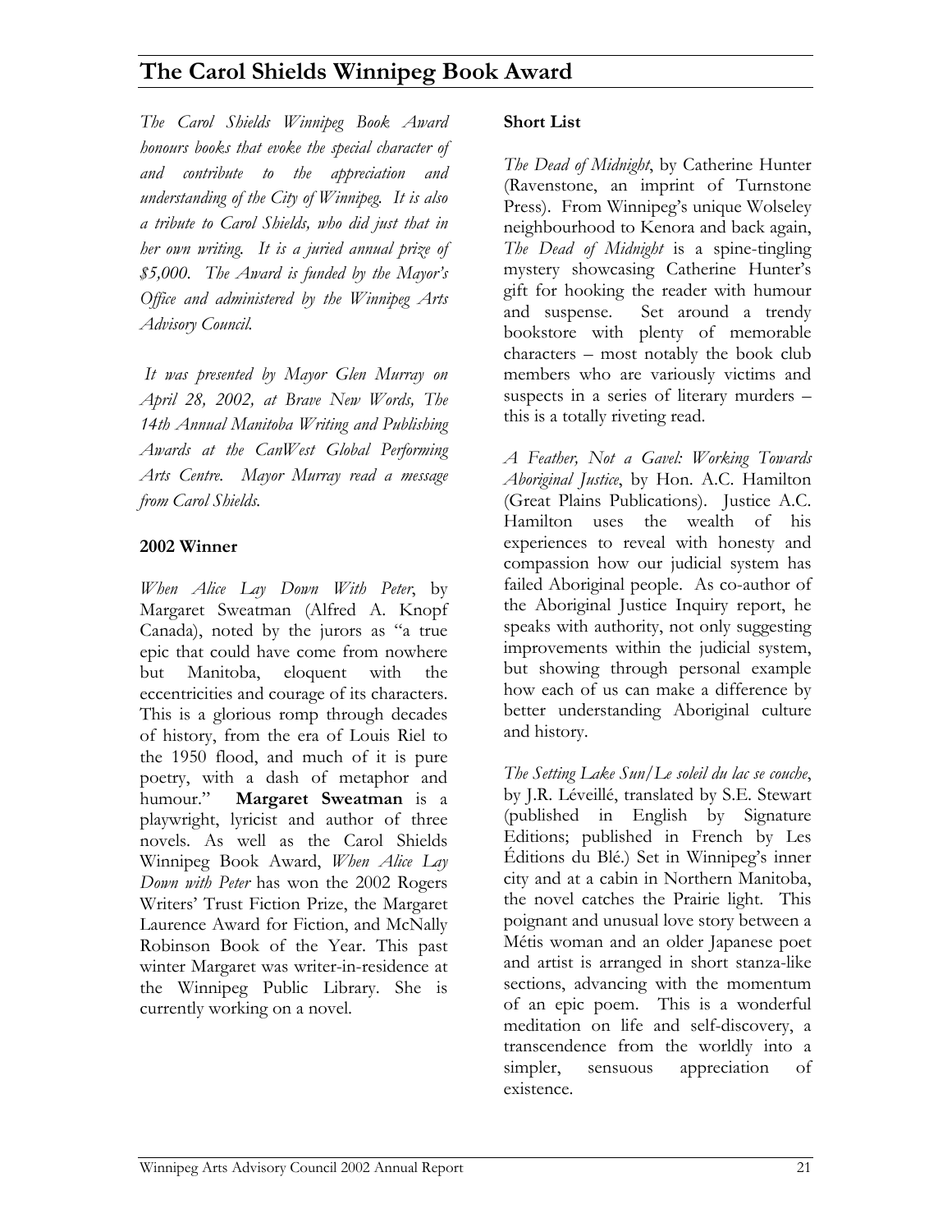# The Carol Shields Winnipeg Book Award

*The Carol Shields Winnipeg Book Award honours books that evoke the special character of and contribute to the appreciation and understanding of the City of Winnipeg. It is also a tribute to Carol Shields, who did just that in her own writing. It is a juried annual prize of $5,000. The Award is funded by the Mayor's Office and administered by the Winnipeg Arts Advisory Council.*

*It was presented by Mayor Glen Murray on April 28, 2002, at Brave New Words, The 14th Annual Manitoba Writing and Publishing Awards at the CanWest Global Performing Arts Centre. Mayor Murray read a message from Carol Shields.*

**2002 Winner**

*When Alice Lay Down With Peter*, by Margaret Sweatman (Alfred A. Knopf Canada), noted by the jurors as "a true epic that could have come from nowhere but Manitoba, eloquent with the eccentricities and courage of its characters. This is a glorious romp through decades of history, from the era of Louis Riel to the 1950 flood, and much of it is pure poetry, with a dash of metaphor and humour." **Margaret Sweatman** is a playwright, lyricist and author of three novels. As well as the Carol Shields Winnipeg Book Award, *When Alice Lay Down with Peter* has won the 2002 Rogers Writers' Trust Fiction Prize, the Margaret Laurence Award for Fiction, and McNally Robinson Book of the Year. This past winter Margaret was writer-in-residence at the Winnipeg Public Library. She is currently working on a novel.

**Short List**

*The Dead of Midnight*, by Catherine Hunter (Ravenstone, an imprint of Turnstone Press). From Winnipeg's unique Wolseley neighbourhood to Kenora and back again, *The Dead of Midnight* is a spine-tingling mystery showcasing Catherine Hunter's gift for hooking the reader with humour and suspense. Set around a trendy bookstore with plenty of memorable characters – most notably the book club members who are variously victims and suspects in a series of literary murders – this is a totally riveting read.

*A Feather, Not a Gavel: Working Towards Aboriginal Justice*, by Hon. A.C. Hamilton (Great Plains Publications). Justice A.C. Hamilton uses the wealth of his experiences to reveal with honesty and compassion how our judicial system has failed Aboriginal people. As co-author of the Aboriginal Justice Inquiry report, he speaks with authority, not only suggesting improvements within the judicial system, but showing through personal example how each of us can make a difference by better understanding Aboriginal culture and history.

*The Setting Lake Sun/Le soleil du lac se couche*, by J.R. Léveillé, translated by S.E. Stewart (published in English by Signature Editions; published in French by Les Éditions du Blé.) Set in Winnipeg's inner city and at a cabin in Northern Manitoba, the novel catches the Prairie light. This poignant and unusual love story between a Métis woman and an older Japanese poet and artist is arranged in short stanza-like sections, advancing with the momentum of an epic poem. This is a wonderful meditation on life and self-discovery, a transcendence from the worldly into a simpler, sensuous appreciation of existence.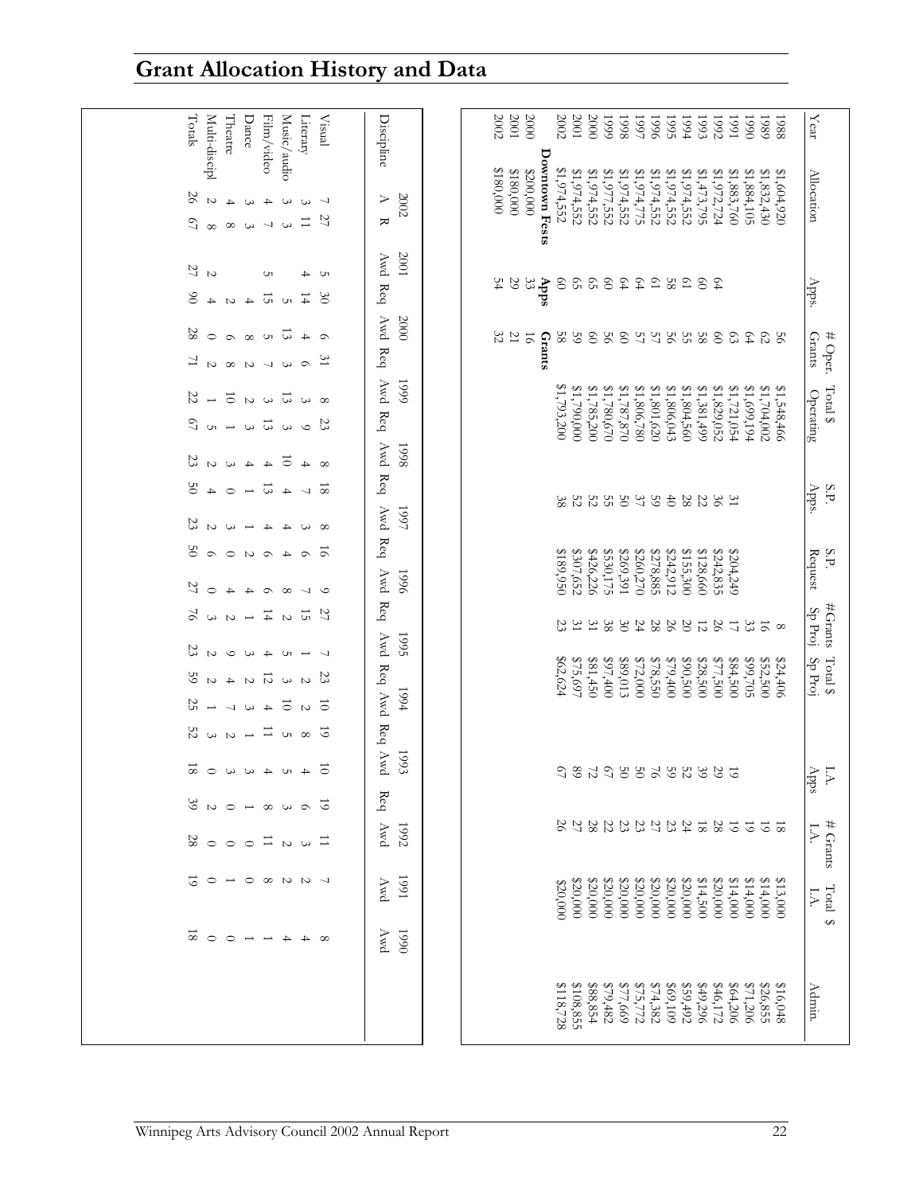# Grant Allocation History and Data

| Year | Allocation | Apps. | # Oper. Grants | Total $ Operating | S.P. Apps. | S.P. Request | #Grants Sp Proj | Total $ Sp Proj | I.A. Apps | # Grants I.A. | Total $ I.A. | Admin. |
|---|---|---|---|---|---|---|---|---|---|---|---|---|
| 1988 | $1,604,920 | | 56 | $1,548,466 | | | 8 | $24,406 | | 18 | $13,000 | $16,048 |
| 1989 | $1,832,430 | | 62 | $1,704,002 | | | 16 | $52,500 | | 19 | $14,000 | $26,855 |
| 1990 | $1,884,105 | | 64 | $1,699,194 | | | 33 | $99,705 | | 19 | $14,000 | $71,206 |
| 1991 | $1,883,760 | | 63 | $1,721,054 | 31 | $204,249 | 17 | $84,500 | 19 | 19 | $14,000 | $64,206 |
| 1992 | $1,972,724 | 64 | 60 | $1,829,052 | 36 | $242,835 | 26 | $77,500 | 29 | 28 | $20,000 | $46,172 |
| 1993 | $1,473,795 | 60 | 58 | $1,381,499 | 22 | $128,660 | 12 | $28,500 | 39 | 18 | $14,500 | $49,296 |
| 1994 | $1,974,552 | 61 | 55 | $1,804,560 | 28 | $155,300 | 20 | $90,500 | 52 | 24 | $20,000 | $59,492 |
| 1995 | $1,974,552 | 58 | 56 | $1,806,043 | 40 | $242,912 | 26 | $79,400 | 59 | 23 | $20,000 | $69,109 |
| 1996 | $1,974,552 | 61 | 57 | $1,801,620 | 59 | $278,885 | 28 | $78,550 | 76 | 27 | $20,000 | $74,382 |
| 1997 | $1,974,775 | 64 | 57 | $1,806,780 | 37 | $260,270 | 24 | $72,000 | 50 | 23 | $20,000 | $75,772 |
| 1998 | $1,974,552 | 64 | 60 | $1,787,870 | 50 | $269,391 | 30 | $89,013 | 50 | 23 | $20,000 | $77,669 |
| 1999 | $1,977,552 | 60 | 56 | $1,780,670 | 55 | $530,175 | 38 | $97,400 | 67 | 22 | $20,000 | $79,482 |
| 2000 | $1,974,552 | 65 | 60 | $1,785,200 | 52 | $426,226 | 31 | $81,450 | 72 | 28 | $20,000 | $88,854 |
| 2001 | $1,974,552 | 65 | 59 | $1,790,000 | 52 | $307,652 | 31 | $75,697 | 89 | 27 | $20,000 | $108,855 |
| 2002 | $1,974,552 | 60 | 58 | $1,793,200 | 38 | $189,950 | 23 | $62,624 | 67 | 26 | $20,000 | $118,728 |
| **Downtown Fests** | | **Apps** | **Grants** | | | | | | | | | |
| 2000 | $200,000 | 33 | 16 | | | | | | | | | |
| 2001 | $180,000 | 29 | 21 | | | | | | | | | |
| 2002 | $180,000 | 54 | 32 | | | | | | | | | |

| | 2002 | | 2001 | | 2000 | | 1999 | | 1998 | | 1997 | | 1996 | | 1995 | | 1994 | | 1993 | | 1992 | 1991 | 1990 |
|---|---|---|---|---|---|---|---|---|---|---|---|---|---|---|---|---|---|---|---|---|---|---|---|
| Discipline | A | R | Awd | Req | Awd | Req | Awd | Req | Awd | Req | Awd | Req | Awd | Req | Awd | Req | Awd | Req | Awd | Req | Awd | Awd | Awd |
| Visual | 7 | 27 | 5 | 30 | 6 | 31 | 8 | 23 | 8 | 18 | 8 | 16 | 9 | 27 | 7 | 23 | 10 | 19 | 10 | 19 | 11 | 7 | 8 |
| Literary | 3 | 11 | 4 | 14 | 4 | 6 | 3 | 9 | 4 | 7 | 3 | 6 | 7 | 15 | 1 | 2 | 2 | 8 | 4 | 6 | 3 | 2 | 4 |
| Music/audio | 3 | 3 | | 5 | 13 | 3 | 13 | 3 | 10 | 4 | 4 | 4 | 8 | 2 | 5 | 3 | 10 | 5 | 5 | 3 | 2 | 2 | 4 |
| Film/video | 4 | 7 | 5 | 15 | 5 | 7 | 3 | 13 | 4 | 13 | 4 | 6 | 6 | 14 | 4 | 12 | 4 | 11 | 4 | 8 | 11 | 8 | 1 |
| Dance | 3 | 3 | | 4 | 8 | 2 | 2 | 3 | 4 | 1 | 1 | 2 | 4 | 1 | 3 | 2 | 3 | 1 | 3 | 1 | 0 | 0 | 1 |
| Theatre | 4 | 8 | | 2 | 6 | 8 | 10 | 1 | 3 | 0 | 3 | 0 | 4 | 2 | 9 | 4 | 7 | 2 | 3 | 0 | 0 | 1 | 0 |
| Multi-discipl | 2 | 8 | 2 | 4 | 0 | 2 | 1 | 5 | 2 | 4 | 2 | 6 | 0 | 3 | 2 | 2 | 1 | 3 | 0 | 2 | 0 | 0 | 0 |
| Totals | 26 | 67 | 27 | 90 | 28 | 71 | 22 | 67 | 23 | 50 | 23 | 50 | 27 | 76 | 23 | 59 | 25 | 52 | 18 | 39 | 28 | 19 | 18 |